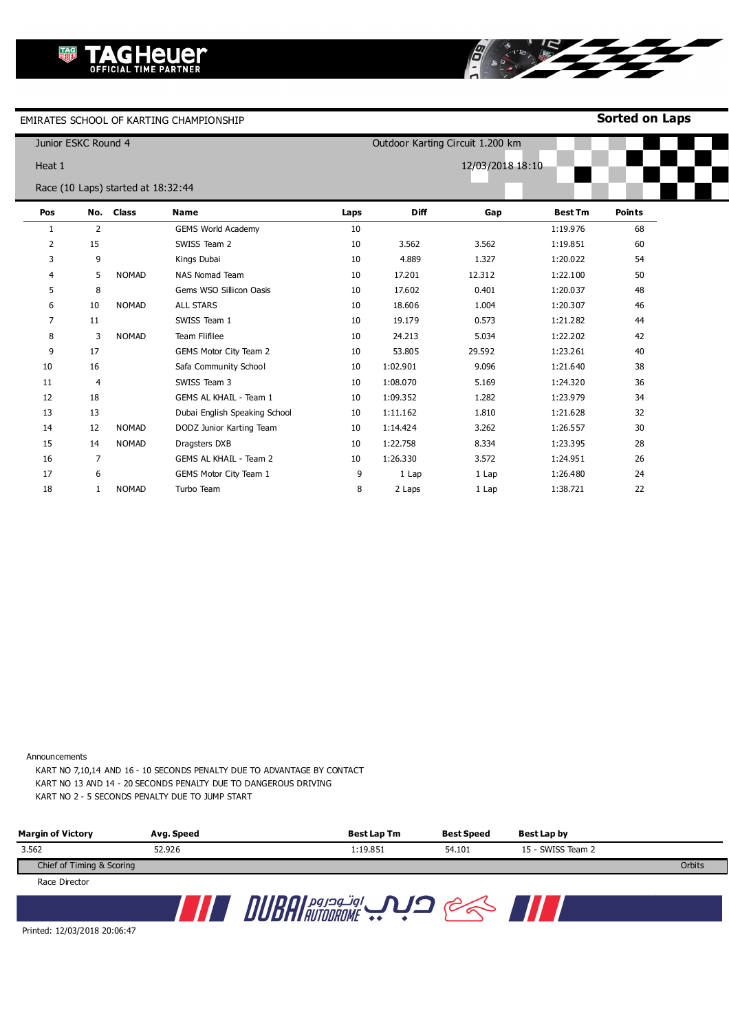EMIRATES SCHOOL OF KARTING CHAMPIONSHIP

**Sorted on Laps**

Junior ESKC Round 4

Outdoor Karting Circuit 1.200 km

Heat 1

12/03/2018 18:10

Race (10 Laps) started at 18:32:44

| Pos | No. | Class | Name | Laps | Diff | Gap | Best Tm | Points |
|---|---|---|---|---|---|---|---|---|
| 1 | 2 | | GEMS World Academy | 10 | | | 1:19.976 | 68 |
| 2 | 15 | | SWISS Team 2 | 10 | 3.562 | 3.562 | 1:19.851 | 60 |
| 3 | 9 | | Kings Dubai | 10 | 4.889 | 1.327 | 1:20.022 | 54 |
| 4 | 5 | NOMAD | NAS Nomad Team | 10 | 17.201 | 12.312 | 1:22.100 | 50 |
| 5 | 8 | | Gems WSO Sillicon Oasis | 10 | 17.602 | 0.401 | 1:20.037 | 48 |
| 6 | 10 | NOMAD | ALL STARS | 10 | 18.606 | 1.004 | 1:20.307 | 46 |
| 7 | 11 | | SWISS Team 1 | 10 | 19.179 | 0.573 | 1:21.282 | 44 |
| 8 | 3 | NOMAD | Team Flifilee | 10 | 24.213 | 5.034 | 1:22.202 | 42 |
| 9 | 17 | | GEMS Motor City Team 2 | 10 | 53.805 | 29.592 | 1:23.261 | 40 |
| 10 | 16 | | Safa Community School | 10 | 1:02.901 | 9.096 | 1:21.640 | 38 |
| 11 | 4 | | SWISS Team 3 | 10 | 1:08.070 | 5.169 | 1:24.320 | 36 |
| 12 | 18 | | GEMS AL KHAIL - Team 1 | 10 | 1:09.352 | 1.282 | 1:23.979 | 34 |
| 13 | 13 | | Dubai English Speaking School | 10 | 1:11.162 | 1.810 | 1:21.628 | 32 |
| 14 | 12 | NOMAD | DODZ Junior Karting Team | 10 | 1:14.424 | 3.262 | 1:26.557 | 30 |
| 15 | 14 | NOMAD | Dragsters DXB | 10 | 1:22.758 | 8.334 | 1:23.395 | 28 |
| 16 | 7 | | GEMS AL KHAIL - Team 2 | 10 | 1:26.330 | 3.572 | 1:24.951 | 26 |
| 17 | 6 | | GEMS Motor City Team 1 | 9 | 1 Lap | 1 Lap | 1:26.480 | 24 |
| 18 | 1 | NOMAD | Turbo Team | 8 | 2 Laps | 1 Lap | 1:38.721 | 22 |

Announcements

KART NO 7,10,14 AND 16 - 10 SECONDS PENALTY DUE TO ADVANTAGE BY CONTACT
KART NO 13 AND 14 - 20 SECONDS PENALTY DUE TO DANGEROUS DRIVING
KART NO 2 - 5 SECONDS PENALTY DUE TO JUMP START

| Margin of Victory | Avg. Speed | Best Lap Tm | Best Speed | Best Lap by |
|---|---|---|---|---|
| 3.562 | 52.926 | 1:19.851 | 54.101 | 15 - SWISS Team 2 |

Chief of Timing & Scoring

Orbits

Race Director

Printed: 12/03/2018 20:06:47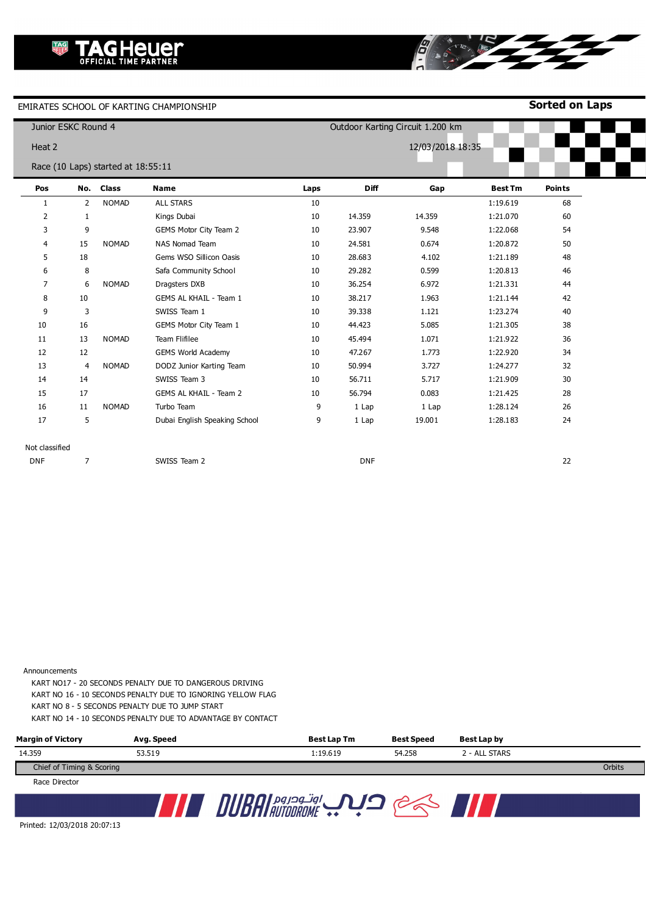TAG Heuer OFFICIAL TIME PARTNER

EMIRATES SCHOOL OF KARTING CHAMPIONSHIP

**Sorted on Laps**

Junior ESKC Round 4

Outdoor Karting Circuit 1.200 km

Heat 2

12/03/2018 18:35

Race (10 Laps) started at 18:55:11

| Pos | No. | Class | Name | Laps | Diff | Gap | Best Tm | Points |
|---|---|---|---|---|---|---|---|---|
| 1 | 2 | NOMAD | ALL STARS | 10 | | | 1:19.619 | 68 |
| 2 | 1 | | Kings Dubai | 10 | 14.359 | 14.359 | 1:21.070 | 60 |
| 3 | 9 | | GEMS Motor City Team 2 | 10 | 23.907 | 9.548 | 1:22.068 | 54 |
| 4 | 15 | NOMAD | NAS Nomad Team | 10 | 24.581 | 0.674 | 1:20.872 | 50 |
| 5 | 18 | | Gems WSO Sillicon Oasis | 10 | 28.683 | 4.102 | 1:21.189 | 48 |
| 6 | 8 | | Safa Community School | 10 | 29.282 | 0.599 | 1:20.813 | 46 |
| 7 | 6 | NOMAD | Dragsters DXB | 10 | 36.254 | 6.972 | 1:21.331 | 44 |
| 8 | 10 | | GEMS AL KHAIL - Team 1 | 10 | 38.217 | 1.963 | 1:21.144 | 42 |
| 9 | 3 | | SWISS Team 1 | 10 | 39.338 | 1.121 | 1:23.274 | 40 |
| 10 | 16 | | GEMS Motor City Team 1 | 10 | 44.423 | 5.085 | 1:21.305 | 38 |
| 11 | 13 | NOMAD | Team Flifilee | 10 | 45.494 | 1.071 | 1:21.922 | 36 |
| 12 | 12 | | GEMS World Academy | 10 | 47.267 | 1.773 | 1:22.920 | 34 |
| 13 | 4 | NOMAD | DODZ Junior Karting Team | 10 | 50.994 | 3.727 | 1:24.277 | 32 |
| 14 | 14 | | SWISS Team 3 | 10 | 56.711 | 5.717 | 1:21.909 | 30 |
| 15 | 17 | | GEMS AL KHAIL - Team 2 | 10 | 56.794 | 0.083 | 1:21.425 | 28 |
| 16 | 11 | NOMAD | Turbo Team | 9 | 1 Lap | 1 Lap | 1:28.124 | 26 |
| 17 | 5 | | Dubai English Speaking School | 9 | 1 Lap | 19.001 | 1:28.183 | 24 |

Not classified

| Pos | No. | Class | Name | Laps | Diff | Gap | Best Tm | Points |
|---|---|---|---|---|---|---|---|---|
| DNF | 7 | | SWISS Team 2 | | DNF | | | 22 |

Announcements

KART NO17 - 20 SECONDS PENALTY DUE TO DANGEROUS DRIVING
KART NO 16 - 10 SECONDS PENALTY DUE TO IGNORING YELLOW FLAG
KART NO 8 - 5 SECONDS PENALTY DUE TO JUMP START
KART NO 14 - 10 SECONDS PENALTY DUE TO ADVANTAGE BY CONTACT

| Margin of Victory | Avg. Speed | Best Lap Tm | Best Speed | Best Lap by |
|---|---|---|---|---|
| 14.359 | 53.519 | 1:19.619 | 54.258 | 2 - ALL STARS |

Chief of Timing & Scoring

Orbits

Race Director

DUBAI AUTODROME

Printed: 12/03/2018 20:07:13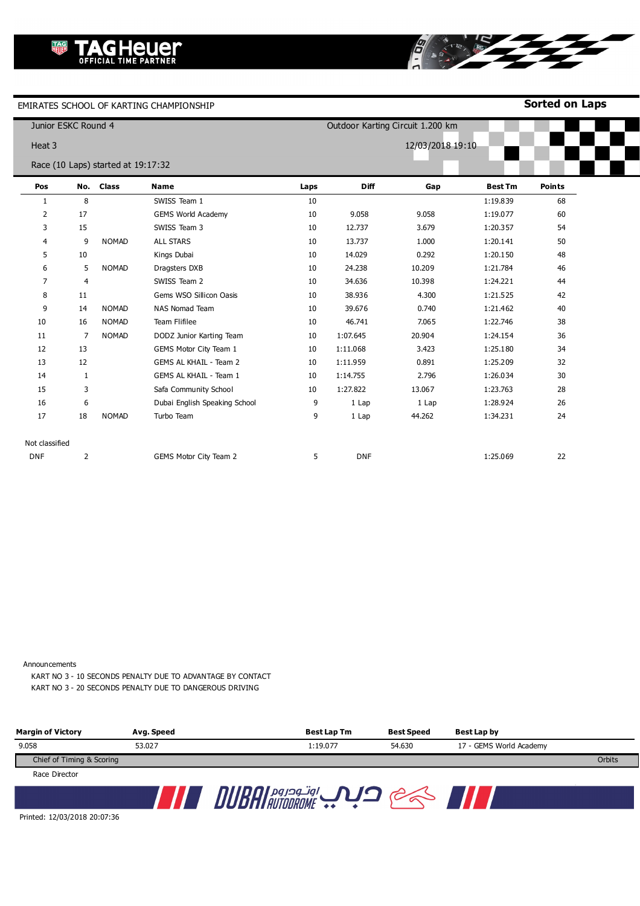TAGHeuer OFFICIAL TIME PARTNER

EMIRATES SCHOOL OF KARTING CHAMPIONSHIP

**Sorted on Laps**

Junior ESKC Round 4

Outdoor Karting Circuit 1.200 km

Heat 3

12/03/2018 19:10

Race (10 Laps) started at 19:17:32

| Pos | No. | Class | Name | Laps | Diff | Gap | Best Tm | Points |
|---|---|---|---|---|---|---|---|---|
| 1 | 8 | | SWISS Team 1 | 10 | | | 1:19.839 | 68 |
| 2 | 17 | | GEMS World Academy | 10 | 9.058 | 9.058 | 1:19.077 | 60 |
| 3 | 15 | | SWISS Team 3 | 10 | 12.737 | 3.679 | 1:20.357 | 54 |
| 4 | 9 | NOMAD | ALL STARS | 10 | 13.737 | 1.000 | 1:20.141 | 50 |
| 5 | 10 | | Kings Dubai | 10 | 14.029 | 0.292 | 1:20.150 | 48 |
| 6 | 5 | NOMAD | Dragsters DXB | 10 | 24.238 | 10.209 | 1:21.784 | 46 |
| 7 | 4 | | SWISS Team 2 | 10 | 34.636 | 10.398 | 1:24.221 | 44 |
| 8 | 11 | | Gems WSO Sillicon Oasis | 10 | 38.936 | 4.300 | 1:21.525 | 42 |
| 9 | 14 | NOMAD | NAS Nomad Team | 10 | 39.676 | 0.740 | 1:21.462 | 40 |
| 10 | 16 | NOMAD | Team Flifilee | 10 | 46.741 | 7.065 | 1:22.746 | 38 |
| 11 | 7 | NOMAD | DODZ Junior Karting Team | 10 | 1:07.645 | 20.904 | 1:24.154 | 36 |
| 12 | 13 | | GEMS Motor City Team 1 | 10 | 1:11.068 | 3.423 | 1:25.180 | 34 |
| 13 | 12 | | GEMS AL KHAIL - Team 2 | 10 | 1:11.959 | 0.891 | 1:25.209 | 32 |
| 14 | 1 | | GEMS AL KHAIL - Team 1 | 10 | 1:14.755 | 2.796 | 1:26.034 | 30 |
| 15 | 3 | | Safa Community School | 10 | 1:27.822 | 13.067 | 1:23.763 | 28 |
| 16 | 6 | | Dubai English Speaking School | 9 | 1 Lap | 1 Lap | 1:28.924 | 26 |
| 17 | 18 | NOMAD | Turbo Team | 9 | 1 Lap | 44.262 | 1:34.231 | 24 |
| Not classified | | | | | | | | |
| DNF | 2 | | GEMS Motor City Team 2 | 5 | DNF | | 1:25.069 | 22 |

Announcements

KART NO 3 - 10 SECONDS PENALTY DUE TO ADVANTAGE BY CONTACT

KART NO 3 - 20 SECONDS PENALTY DUE TO DANGEROUS DRIVING

| Margin of Victory | Avg. Speed | Best Lap Tm | Best Speed | Best Lap by |
|---|---|---|---|---|
| 9.058 | 53.027 | 1:19.077 | 54.630 | 17 - GEMS World Academy |

Chief of Timing & Scoring

Orbits

Race Director

DUBAI AUTODROME دبي أوتودروم

Printed: 12/03/2018 20:07:36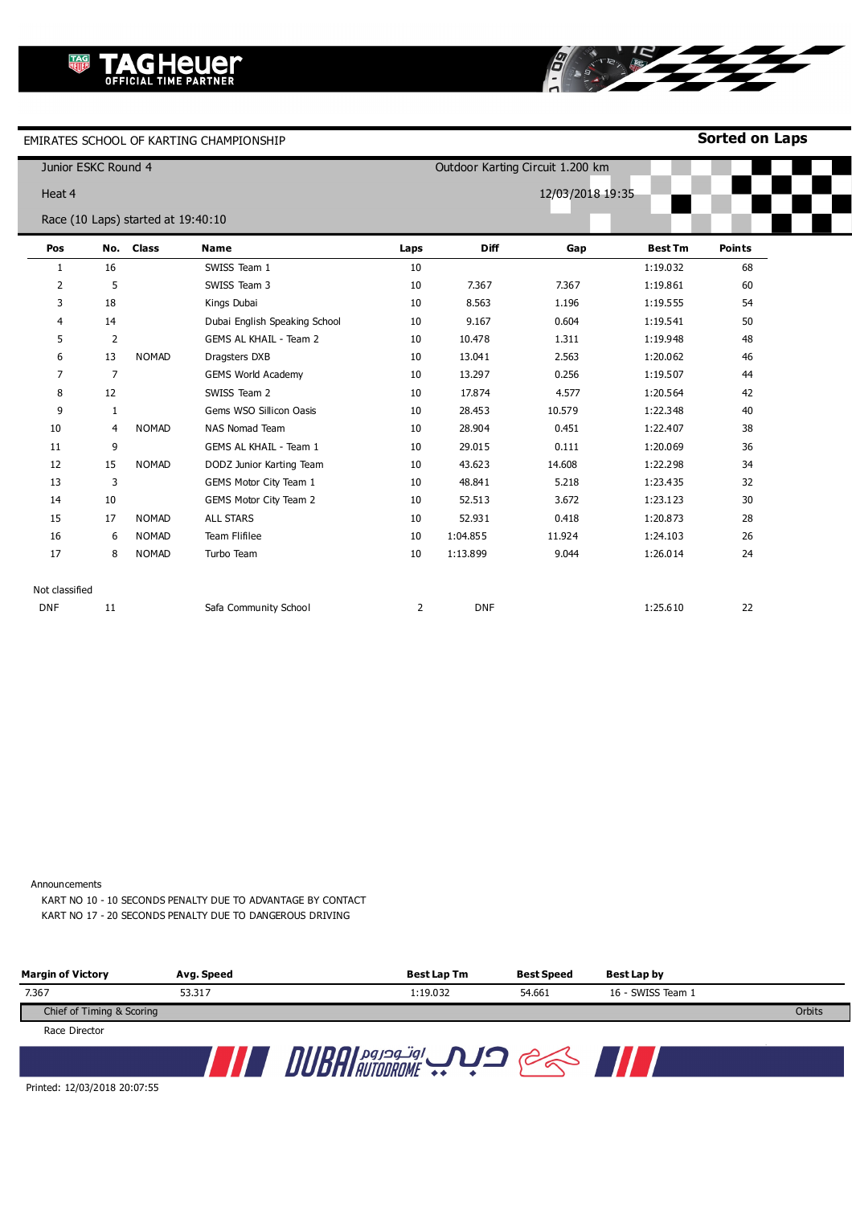TAG Heuer OFFICIAL TIME PARTNER

EMIRATES SCHOOL OF KARTING CHAMPIONSHIP

**Sorted on Laps**

Junior ESKC Round 4

Outdoor Karting Circuit 1.200 km

Heat 4

12/03/2018 19:35

Race (10 Laps) started at 19:40:10

| Pos | No. | Class | Name | Laps | Diff | Gap | Best Tm | Points |
|---|---|---|---|---|---|---|---|---|
| 1 | 16 | | SWISS Team 1 | 10 | | | 1:19.032 | 68 |
| 2 | 5 | | SWISS Team 3 | 10 | 7.367 | 7.367 | 1:19.861 | 60 |
| 3 | 18 | | Kings Dubai | 10 | 8.563 | 1.196 | 1:19.555 | 54 |
| 4 | 14 | | Dubai English Speaking School | 10 | 9.167 | 0.604 | 1:19.541 | 50 |
| 5 | 2 | | GEMS AL KHAIL - Team 2 | 10 | 10.478 | 1.311 | 1:19.948 | 48 |
| 6 | 13 | NOMAD | Dragsters DXB | 10 | 13.041 | 2.563 | 1:20.062 | 46 |
| 7 | 7 | | GEMS World Academy | 10 | 13.297 | 0.256 | 1:19.507 | 44 |
| 8 | 12 | | SWISS Team 2 | 10 | 17.874 | 4.577 | 1:20.564 | 42 |
| 9 | 1 | | Gems WSO Silicon Oasis | 10 | 28.453 | 10.579 | 1:22.348 | 40 |
| 10 | 4 | NOMAD | NAS Nomad Team | 10 | 28.904 | 0.451 | 1:22.407 | 38 |
| 11 | 9 | | GEMS AL KHAIL - Team 1 | 10 | 29.015 | 0.111 | 1:20.069 | 36 |
| 12 | 15 | NOMAD | DODZ Junior Karting Team | 10 | 43.623 | 14.608 | 1:22.298 | 34 |
| 13 | 3 | | GEMS Motor City Team 1 | 10 | 48.841 | 5.218 | 1:23.435 | 32 |
| 14 | 10 | | GEMS Motor City Team 2 | 10 | 52.513 | 3.672 | 1:23.123 | 30 |
| 15 | 17 | NOMAD | ALL STARS | 10 | 52.931 | 0.418 | 1:20.873 | 28 |
| 16 | 6 | NOMAD | Team Flifilee | 10 | 1:04.855 | 11.924 | 1:24.103 | 26 |
| 17 | 8 | NOMAD | Turbo Team | 10 | 1:13.899 | 9.044 | 1:26.014 | 24 |
| Not classified | | | | | | | | |
| DNF | 11 | | Safa Community School | 2 | DNF | | 1:25.610 | 22 |

Announcements

KART NO 10 - 10 SECONDS PENALTY DUE TO ADVANTAGE BY CONTACT

KART NO 17 - 20 SECONDS PENALTY DUE TO DANGEROUS DRIVING

| Margin of Victory | Avg. Speed | Best Lap Tm | Best Speed | Best Lap by |
|---|---|---|---|---|
| 7.367 | 53.317 | 1:19.032 | 54.661 | 16 - SWISS Team 1 |

Chief of Timing & Scoring

Orbits

Race Director

DUBAI AUTODROME اوتودروم دبي

Printed: 12/03/2018 20:07:55